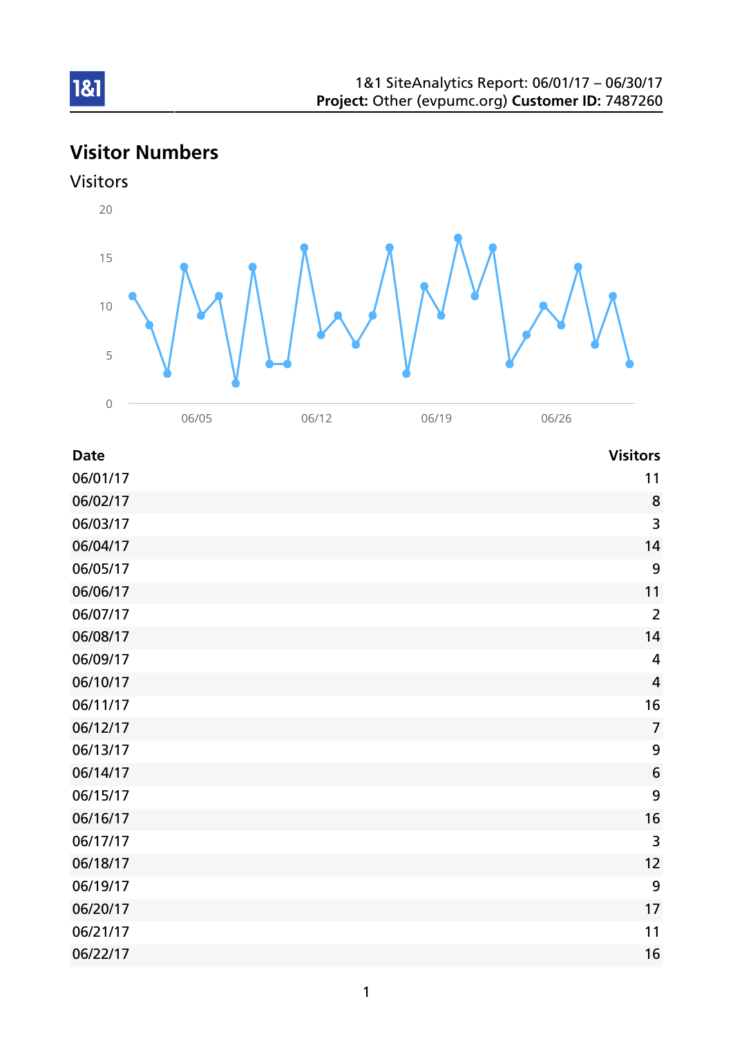1&1 SiteAnalytics Report: 06/01/17 – 06/30/17
**Project:** Other (evpumc.org) **Customer ID:** 7487260

## Visitor Numbers

### Visitors

| Date | Visitors |
| --- | --- |
| 06/01/17 | 11 |
| 06/02/17 | 8 |
| 06/03/17 | 3 |
| 06/04/17 | 14 |
| 06/05/17 | 9 |
| 06/06/17 | 11 |
| 06/07/17 | 2 |
| 06/08/17 | 14 |
| 06/09/17 | 4 |
| 06/10/17 | 4 |
| 06/11/17 | 16 |
| 06/12/17 | 7 |
| 06/13/17 | 9 |
| 06/14/17 | 6 |
| 06/15/17 | 9 |
| 06/16/17 | 16 |
| 06/17/17 | 3 |
| 06/18/17 | 12 |
| 06/19/17 | 9 |
| 06/20/17 | 17 |
| 06/21/17 | 11 |
| 06/22/17 | 16 |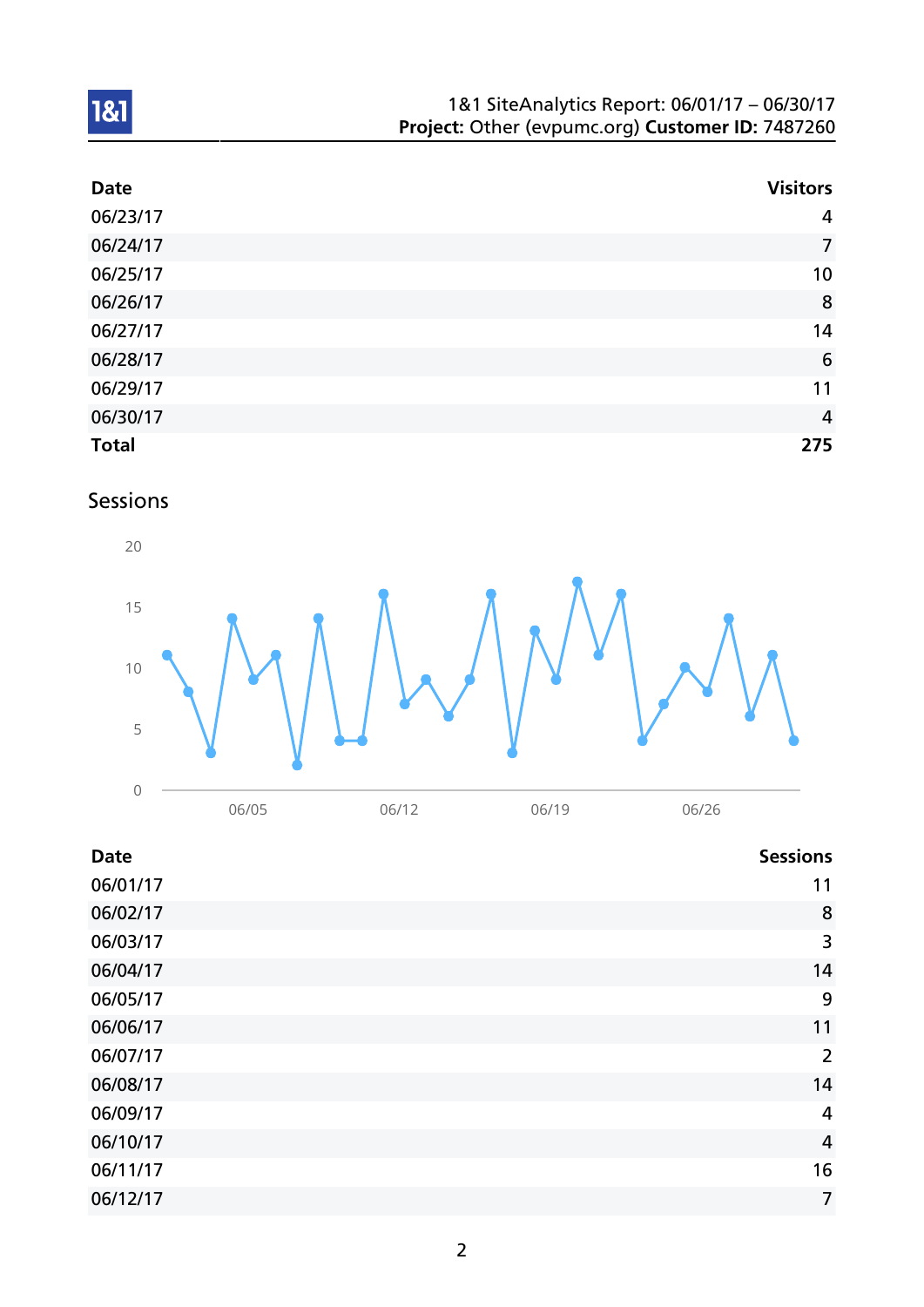| Date | Visitors |
| --- | ---: |
| 06/23/17 | 4 |
| 06/24/17 | 7 |
| 06/25/17 | 10 |
| 06/26/17 | 8 |
| 06/27/17 | 14 |
| 06/28/17 | 6 |
| 06/29/17 | 11 |
| 06/30/17 | 4 |
| **Total** | **275** |

## Sessions

| Date | Sessions |
| --- | ---: |
| 06/01/17 | 11 |
| 06/02/17 | 8 |
| 06/03/17 | 3 |
| 06/04/17 | 14 |
| 06/05/17 | 9 |
| 06/06/17 | 11 |
| 06/07/17 | 2 |
| 06/08/17 | 14 |
| 06/09/17 | 4 |
| 06/10/17 | 4 |
| 06/11/17 | 16 |
| 06/12/17 | 7 |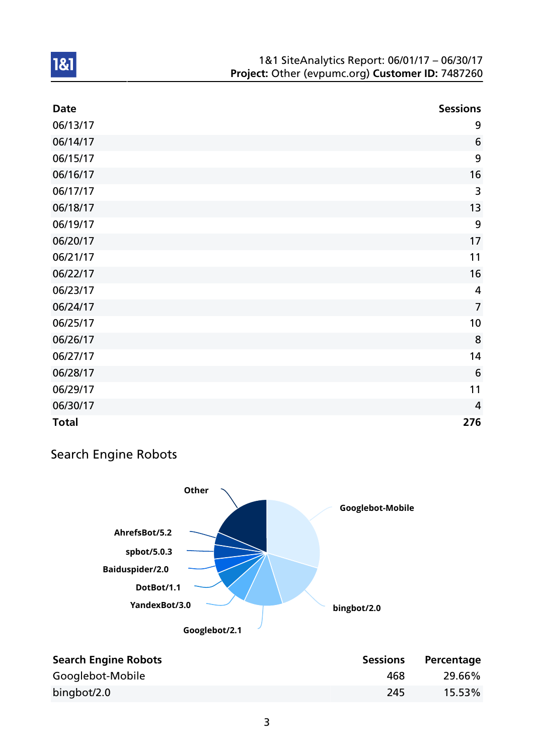| Date | Sessions |
|---|---|
| 06/13/17 | 9 |
| 06/14/17 | 6 |
| 06/15/17 | 9 |
| 06/16/17 | 16 |
| 06/17/17 | 3 |
| 06/18/17 | 13 |
| 06/19/17 | 9 |
| 06/20/17 | 17 |
| 06/21/17 | 11 |
| 06/22/17 | 16 |
| 06/23/17 | 4 |
| 06/24/17 | 7 |
| 06/25/17 | 10 |
| 06/26/17 | 8 |
| 06/27/17 | 14 |
| 06/28/17 | 6 |
| 06/29/17 | 11 |
| 06/30/17 | 4 |
| **Total** | **276** |

## Search Engine Robots

| Search Engine Robots | Sessions | Percentage |
|---|---|---|
| Googlebot-Mobile | 468 | 29.66% |
| bingbot/2.0 | 245 | 15.53% |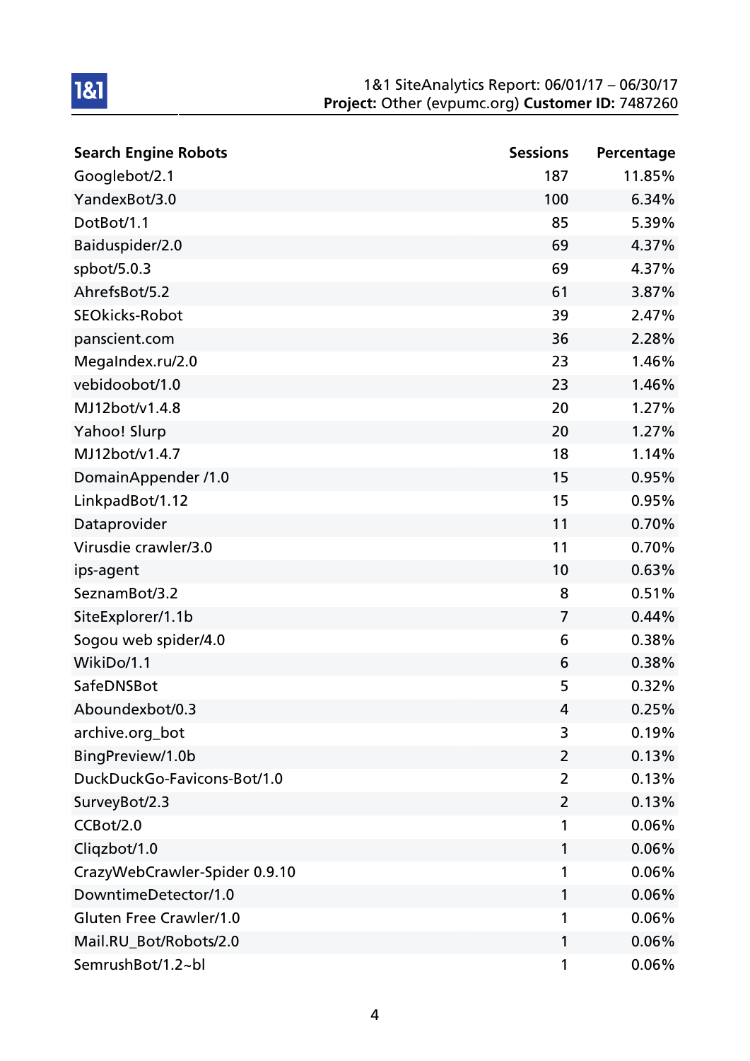| Search Engine Robots | Sessions | Percentage |
|---|---|---|
| Googlebot/2.1 | 187 | 11.85% |
| YandexBot/3.0 | 100 | 6.34% |
| DotBot/1.1 | 85 | 5.39% |
| Baiduspider/2.0 | 69 | 4.37% |
| spbot/5.0.3 | 69 | 4.37% |
| AhrefsBot/5.2 | 61 | 3.87% |
| SEOkicks-Robot | 39 | 2.47% |
| panscient.com | 36 | 2.28% |
| MegaIndex.ru/2.0 | 23 | 1.46% |
| vebidoobot/1.0 | 23 | 1.46% |
| MJ12bot/v1.4.8 | 20 | 1.27% |
| Yahoo! Slurp | 20 | 1.27% |
| MJ12bot/v1.4.7 | 18 | 1.14% |
| DomainAppender /1.0 | 15 | 0.95% |
| LinkpadBot/1.12 | 15 | 0.95% |
| Dataprovider | 11 | 0.70% |
| Virusdie crawler/3.0 | 11 | 0.70% |
| ips-agent | 10 | 0.63% |
| SeznamBot/3.2 | 8 | 0.51% |
| SiteExplorer/1.1b | 7 | 0.44% |
| Sogou web spider/4.0 | 6 | 0.38% |
| WikiDo/1.1 | 6 | 0.38% |
| SafeDNSBot | 5 | 0.32% |
| Aboundexbot/0.3 | 4 | 0.25% |
| archive.org_bot | 3 | 0.19% |
| BingPreview/1.0b | 2 | 0.13% |
| DuckDuckGo-Favicons-Bot/1.0 | 2 | 0.13% |
| SurveyBot/2.3 | 2 | 0.13% |
| CCBot/2.0 | 1 | 0.06% |
| Cliqzbot/1.0 | 1 | 0.06% |
| CrazyWebCrawler-Spider 0.9.10 | 1 | 0.06% |
| DowntimeDetector/1.0 | 1 | 0.06% |
| Gluten Free Crawler/1.0 | 1 | 0.06% |
| Mail.RU_Bot/Robots/2.0 | 1 | 0.06% |
| SemrushBot/1.2~bl | 1 | 0.06% |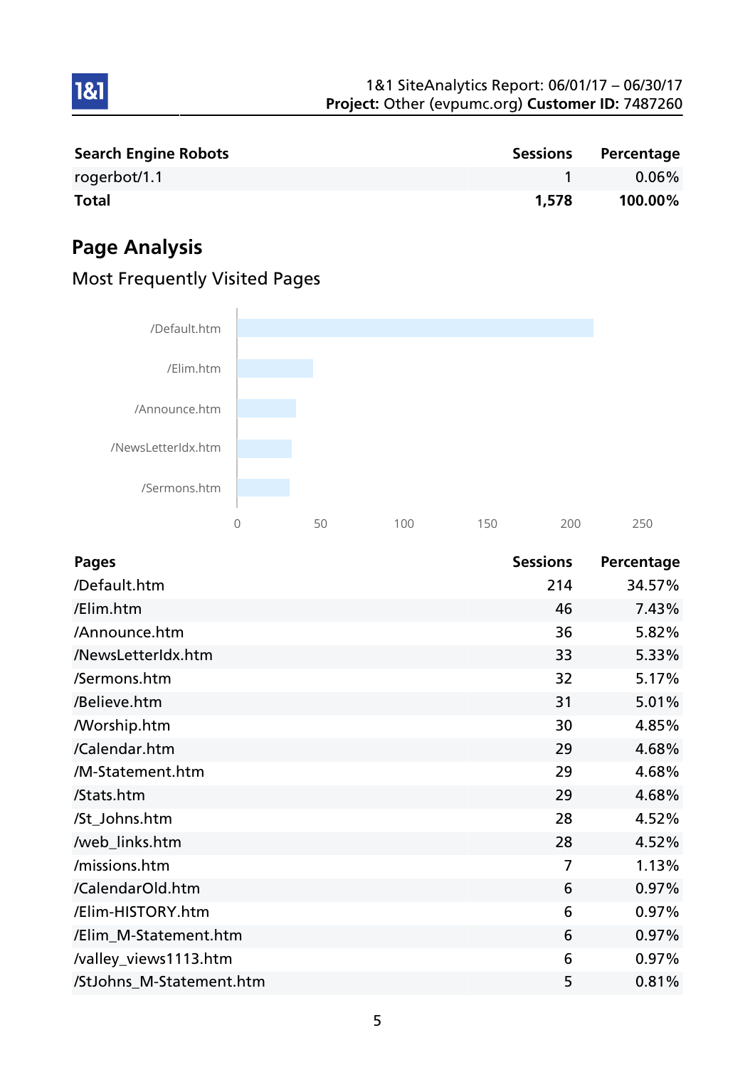| Search Engine Robots | Sessions | Percentage |
|---|---|---|
| rogerbot/1.1 | 1 | 0.06% |
| **Total** | **1,578** | **100.00%** |

## Page Analysis

### Most Frequently Visited Pages

| Pages | Sessions | Percentage |
|---|---|---|
| /Default.htm | 214 | 34.57% |
| /Elim.htm | 46 | 7.43% |
| /Announce.htm | 36 | 5.82% |
| /NewsLetterIdx.htm | 33 | 5.33% |
| /Sermons.htm | 32 | 5.17% |
| /Believe.htm | 31 | 5.01% |
| /Worship.htm | 30 | 4.85% |
| /Calendar.htm | 29 | 4.68% |
| /M-Statement.htm | 29 | 4.68% |
| /Stats.htm | 29 | 4.68% |
| /St_Johns.htm | 28 | 4.52% |
| /web_links.htm | 28 | 4.52% |
| /missions.htm | 7 | 1.13% |
| /CalendarOld.htm | 6 | 0.97% |
| /Elim-HISTORY.htm | 6 | 0.97% |
| /Elim_M-Statement.htm | 6 | 0.97% |
| /valley_views1113.htm | 6 | 0.97% |
| /StJohns_M-Statement.htm | 5 | 0.81% |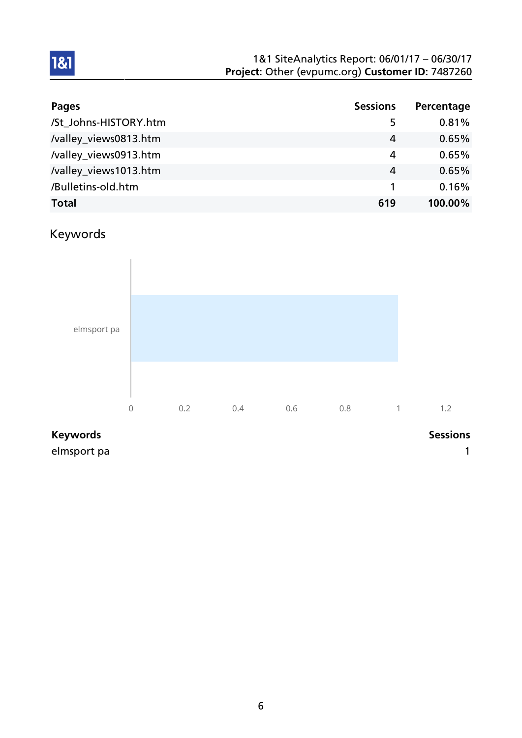| Pages | Sessions | Percentage |
|---|---|---|
| /St_Johns-HISTORY.htm | 5 | 0.81% |
| /valley_views0813.htm | 4 | 0.65% |
| /valley_views0913.htm | 4 | 0.65% |
| /valley_views1013.htm | 4 | 0.65% |
| /Bulletins-old.htm | 1 | 0.16% |
| **Total** | **619** | **100.00%** |

## Keywords

| Keywords | Sessions |
|---|---|
| elmsport pa | 1 |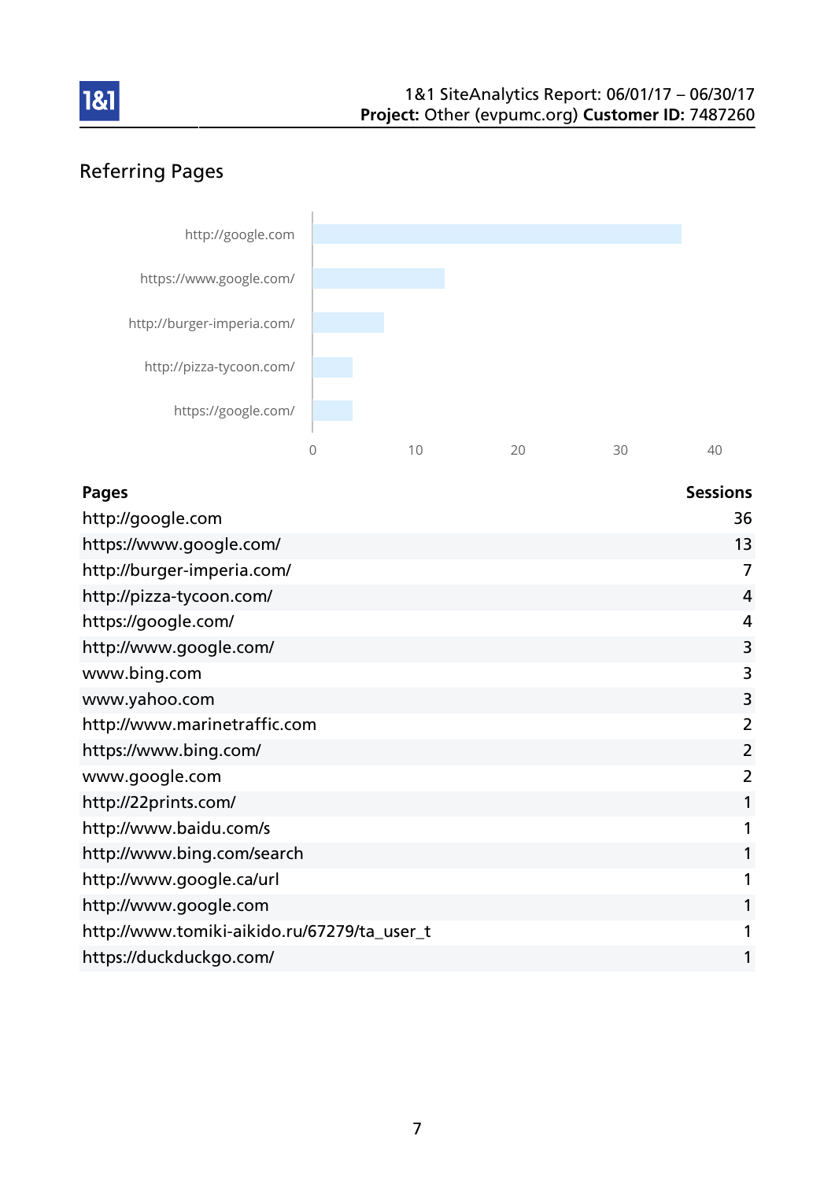## Referring Pages

| Pages | Sessions |
|---|---|
| http://google.com | 36 |
| https://www.google.com/ | 13 |
| http://burger-imperia.com/ | 7 |
| http://pizza-tycoon.com/ | 4 |
| https://google.com/ | 4 |
| http://www.google.com/ | 3 |
| www.bing.com | 3 |
| www.yahoo.com | 3 |
| http://www.marinetraffic.com | 2 |
| https://www.bing.com/ | 2 |
| www.google.com | 2 |
| http://22prints.com/ | 1 |
| http://www.baidu.com/s | 1 |
| http://www.bing.com/search | 1 |
| http://www.google.ca/url | 1 |
| http://www.google.com | 1 |
| http://www.tomiki-aikido.ru/67279/ta_user_t | 1 |
| https://duckduckgo.com/ | 1 |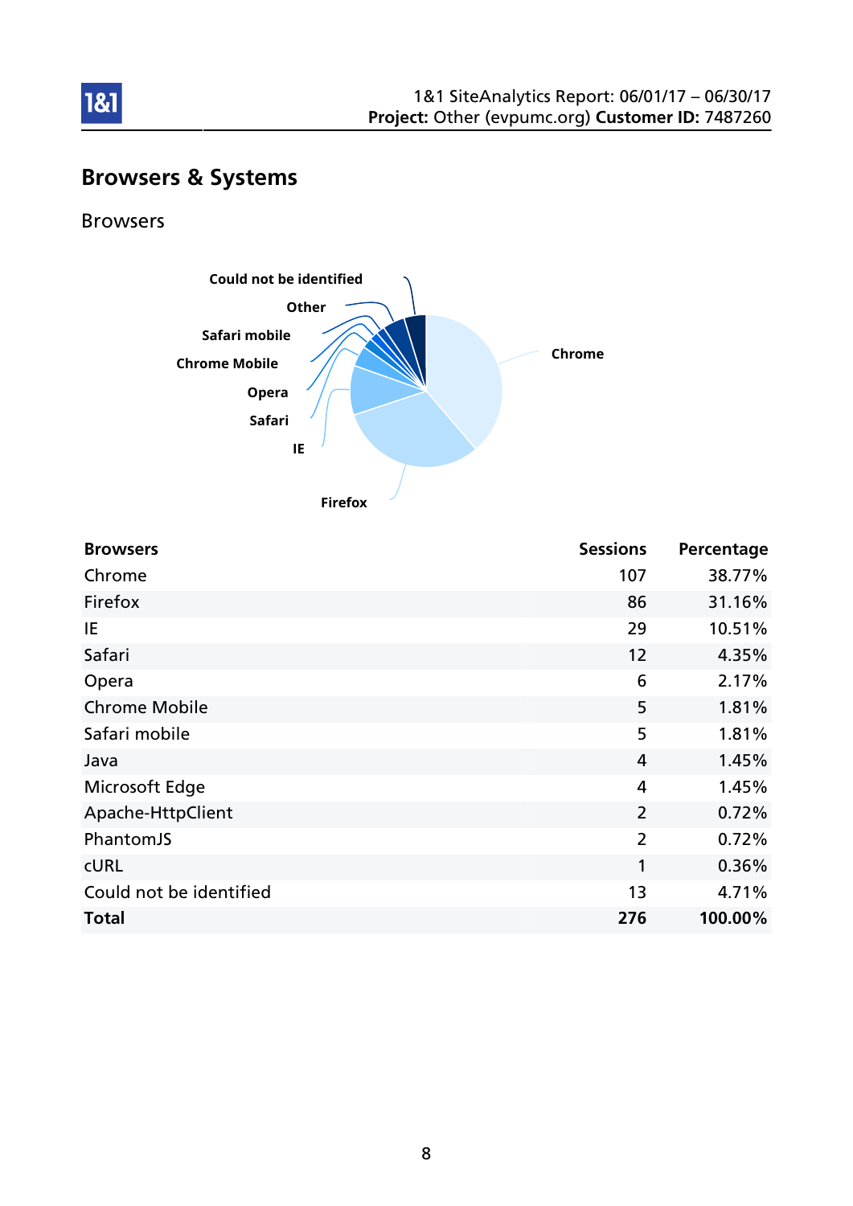## Browsers & Systems

### Browsers

| Browsers | Sessions | Percentage |
|---|---|---|
| Chrome | 107 | 38.77% |
| Firefox | 86 | 31.16% |
| IE | 29 | 10.51% |
| Safari | 12 | 4.35% |
| Opera | 6 | 2.17% |
| Chrome Mobile | 5 | 1.81% |
| Safari mobile | 5 | 1.81% |
| Java | 4 | 1.45% |
| Microsoft Edge | 4 | 1.45% |
| Apache-HttpClient | 2 | 0.72% |
| PhantomJS | 2 | 0.72% |
| cURL | 1 | 0.36% |
| Could not be identified | 13 | 4.71% |
| **Total** | **276** | **100.00%** |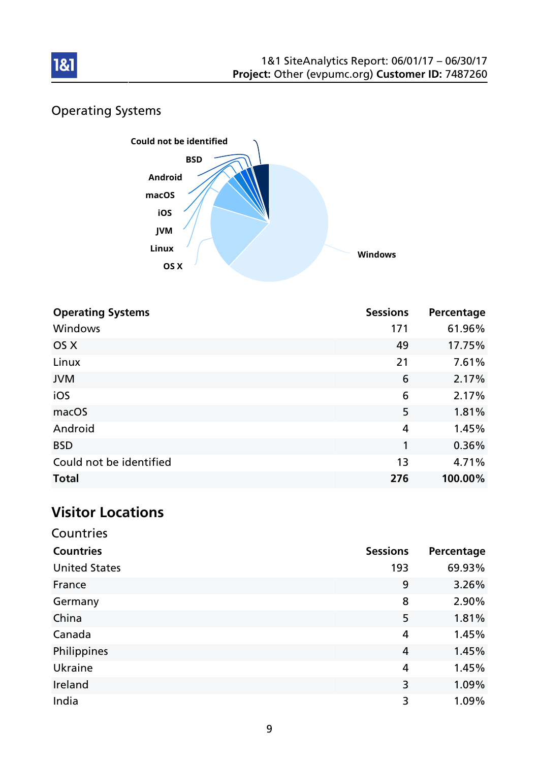## Operating Systems

| Operating Systems | Sessions | Percentage |
|---|---|---|
| Windows | 171 | 61.96% |
| OS X | 49 | 17.75% |
| Linux | 21 | 7.61% |
| JVM | 6 | 2.17% |
| iOS | 6 | 2.17% |
| macOS | 5 | 1.81% |
| Android | 4 | 1.45% |
| BSD | 1 | 0.36% |
| Could not be identified | 13 | 4.71% |
| **Total** | **276** | **100.00%** |

# Visitor Locations

## Countries

| Countries | Sessions | Percentage |
|---|---|---|
| United States | 193 | 69.93% |
| France | 9 | 3.26% |
| Germany | 8 | 2.90% |
| China | 5 | 1.81% |
| Canada | 4 | 1.45% |
| Philippines | 4 | 1.45% |
| Ukraine | 4 | 1.45% |
| Ireland | 3 | 1.09% |
| India | 3 | 1.09% |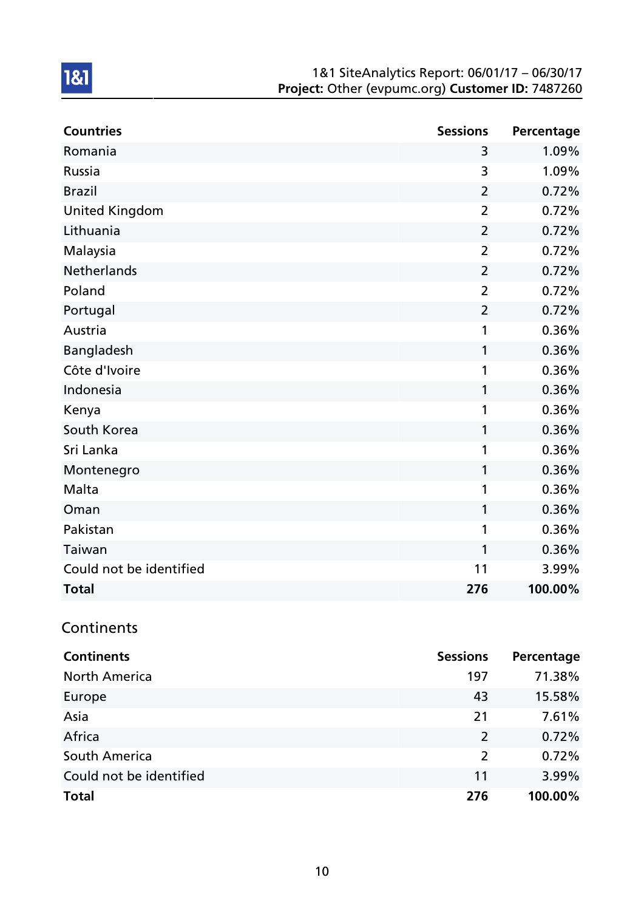| Countries | Sessions | Percentage |
|---|---|---|
| Romania | 3 | 1.09% |
| Russia | 3 | 1.09% |
| Brazil | 2 | 0.72% |
| United Kingdom | 2 | 0.72% |
| Lithuania | 2 | 0.72% |
| Malaysia | 2 | 0.72% |
| Netherlands | 2 | 0.72% |
| Poland | 2 | 0.72% |
| Portugal | 2 | 0.72% |
| Austria | 1 | 0.36% |
| Bangladesh | 1 | 0.36% |
| Côte d'Ivoire | 1 | 0.36% |
| Indonesia | 1 | 0.36% |
| Kenya | 1 | 0.36% |
| South Korea | 1 | 0.36% |
| Sri Lanka | 1 | 0.36% |
| Montenegro | 1 | 0.36% |
| Malta | 1 | 0.36% |
| Oman | 1 | 0.36% |
| Pakistan | 1 | 0.36% |
| Taiwan | 1 | 0.36% |
| Could not be identified | 11 | 3.99% |
| **Total** | **276** | **100.00%** |

## Continents

| Continents | Sessions | Percentage |
|---|---|---|
| North America | 197 | 71.38% |
| Europe | 43 | 15.58% |
| Asia | 21 | 7.61% |
| Africa | 2 | 0.72% |
| South America | 2 | 0.72% |
| Could not be identified | 11 | 3.99% |
| **Total** | **276** | **100.00%** |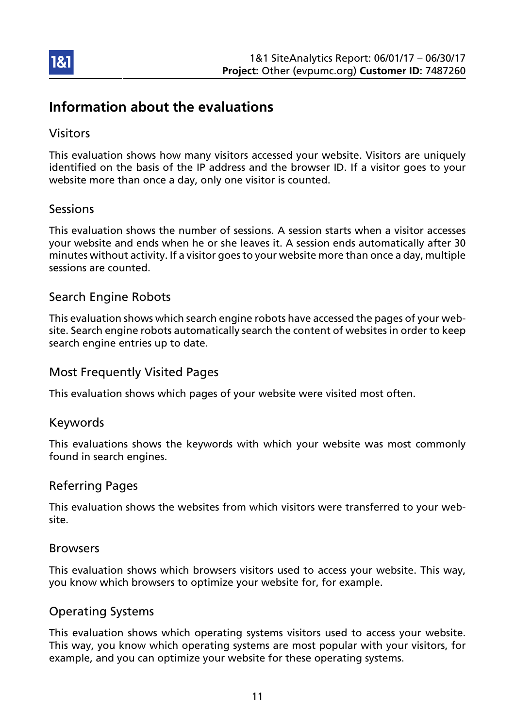# Information about the evaluations

## Visitors

This evaluation shows how many visitors accessed your website. Visitors are uniquely identified on the basis of the IP address and the browser ID. If a visitor goes to your website more than once a day, only one visitor is counted.

## Sessions

This evaluation shows the number of sessions. A session starts when a visitor accesses your website and ends when he or she leaves it. A session ends automatically after 30 minutes without activity. If a visitor goes to your website more than once a day, multiple sessions are counted.

## Search Engine Robots

This evaluation shows which search engine robots have accessed the pages of your website. Search engine robots automatically search the content of websites in order to keep search engine entries up to date.

## Most Frequently Visited Pages

This evaluation shows which pages of your website were visited most often.

## Keywords

This evaluations shows the keywords with which your website was most commonly found in search engines.

## Referring Pages

This evaluation shows the websites from which visitors were transferred to your website.

## Browsers

This evaluation shows which browsers visitors used to access your website. This way, you know which browsers to optimize your website for, for example.

## Operating Systems

This evaluation shows which operating systems visitors used to access your website. This way, you know which operating systems are most popular with your visitors, for example, and you can optimize your website for these operating systems.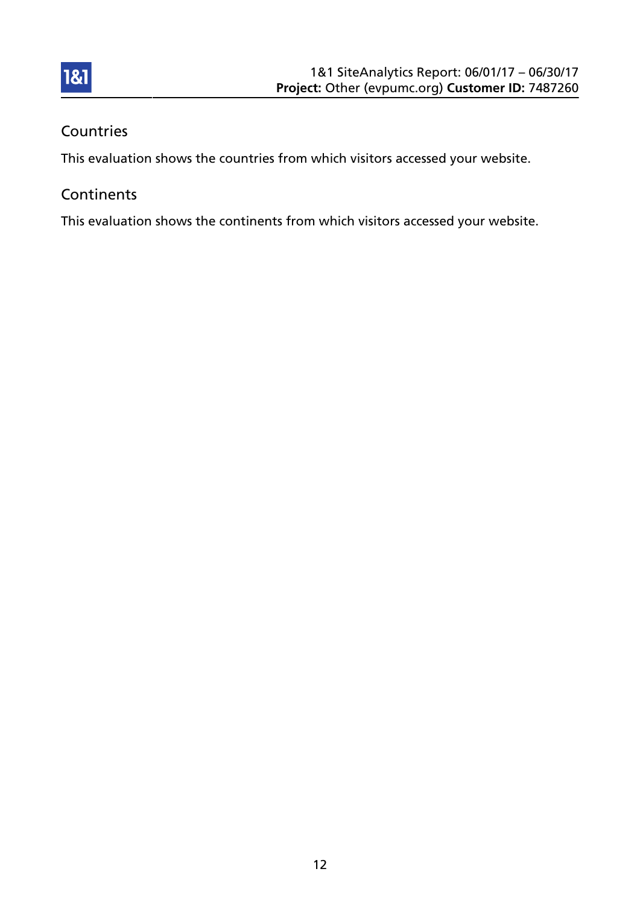## Countries

This evaluation shows the countries from which visitors accessed your website.

## Continents

This evaluation shows the continents from which visitors accessed your website.